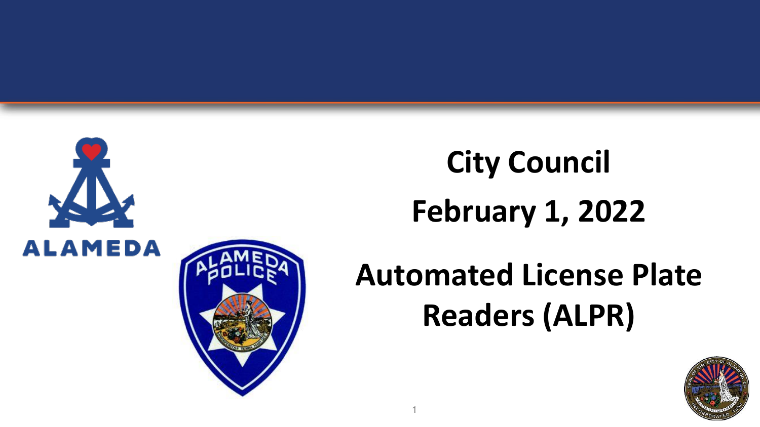# City Council

## February 1, 2022

# Automated License Plate Readers (ALPR)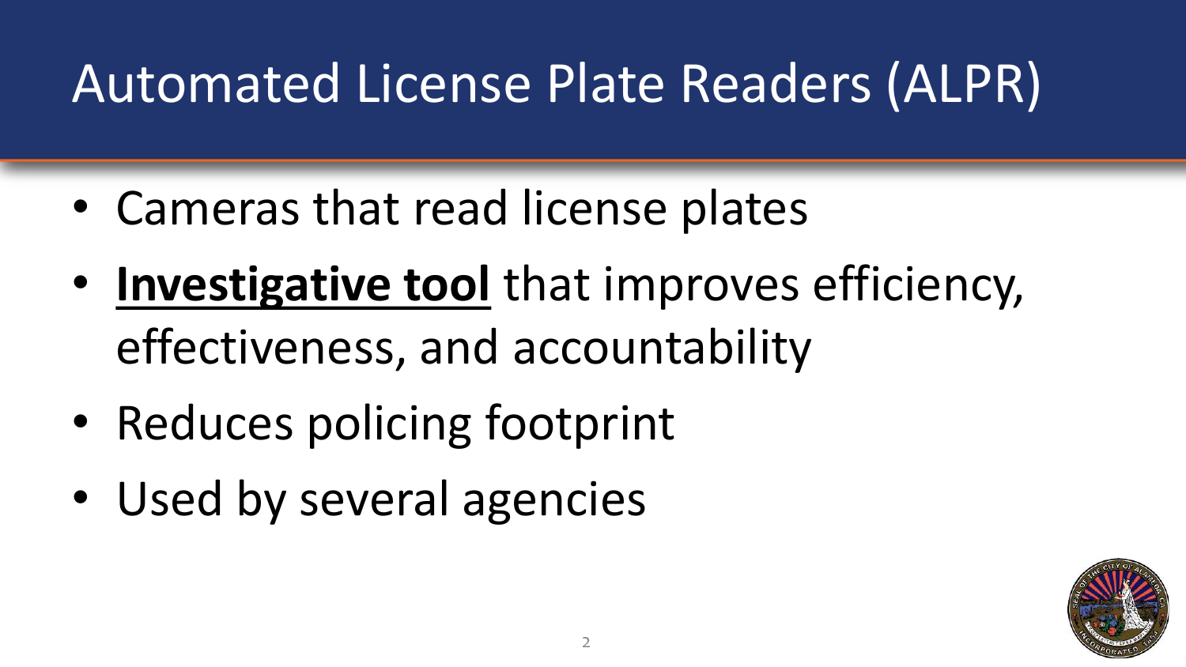# Automated License Plate Readers (ALPR)

- Cameras that read license plates
- **<u>Investigative tool</u>** that improves efficiency, effectiveness, and accountability
- Reduces policing footprint
- Used by several agencies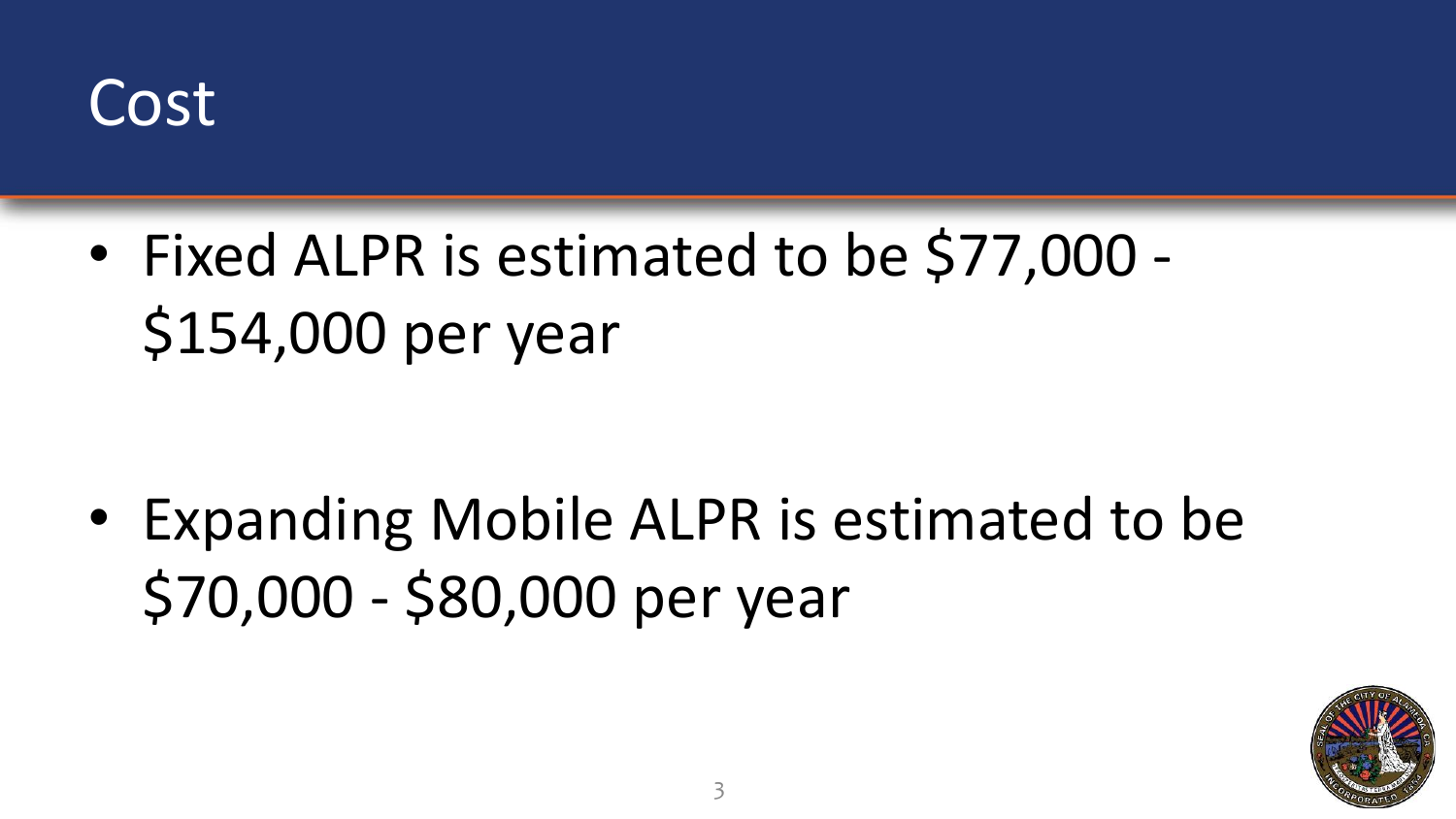# Cost

- Fixed ALPR is estimated to be $77,000 - $154,000 per year

- Expanding Mobile ALPR is estimated to be $70,000 - $80,000 per year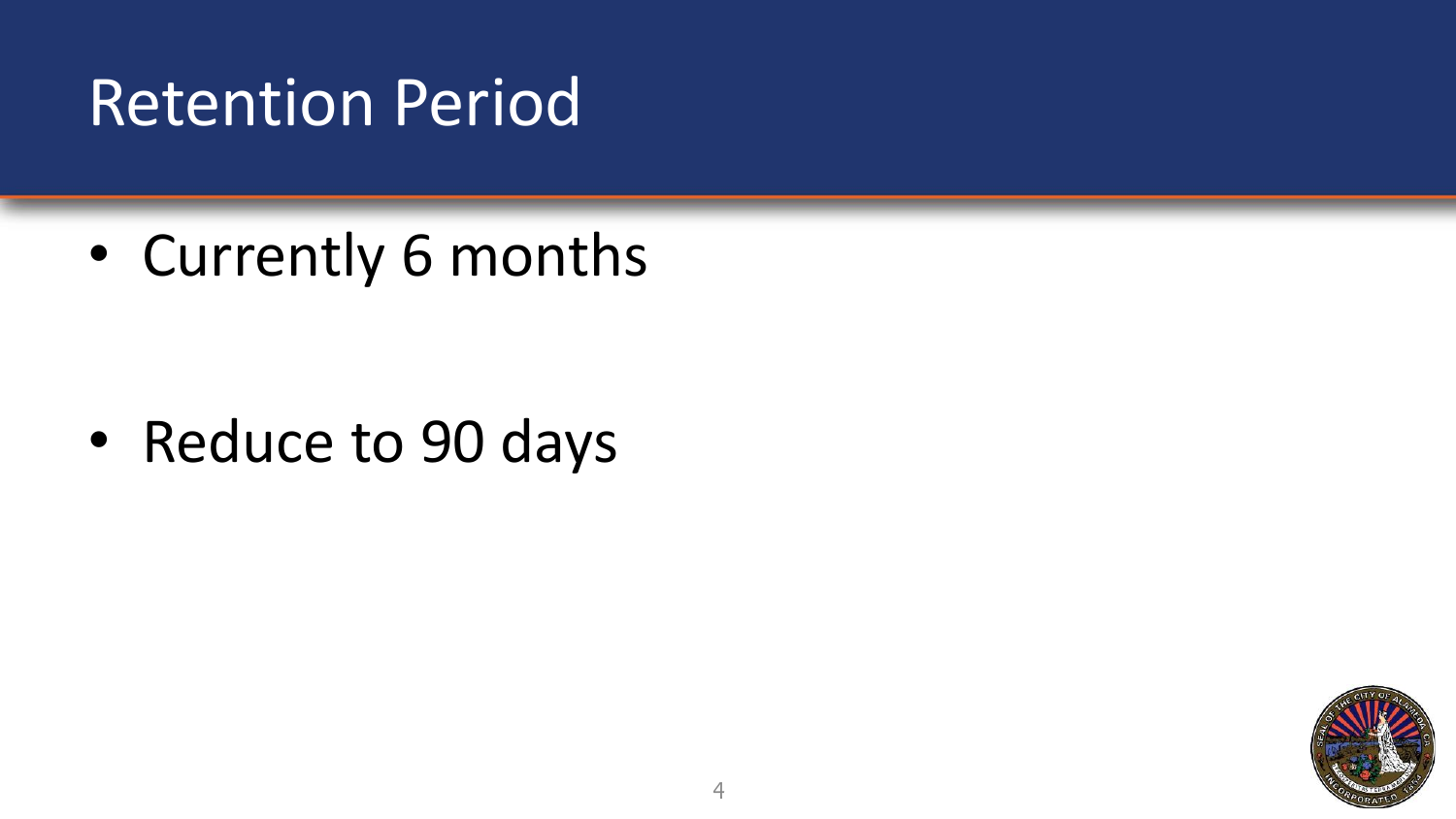# Retention Period

- Currently 6 months

- Reduce to 90 days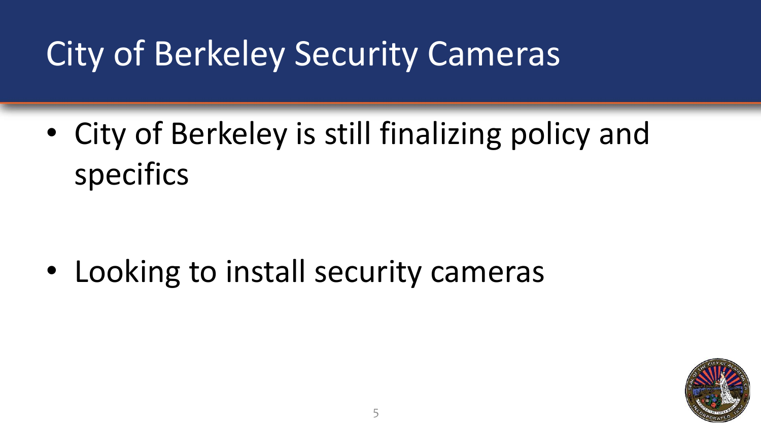# City of Berkeley Security Cameras

- City of Berkeley is still finalizing policy and specifics
- Looking to install security cameras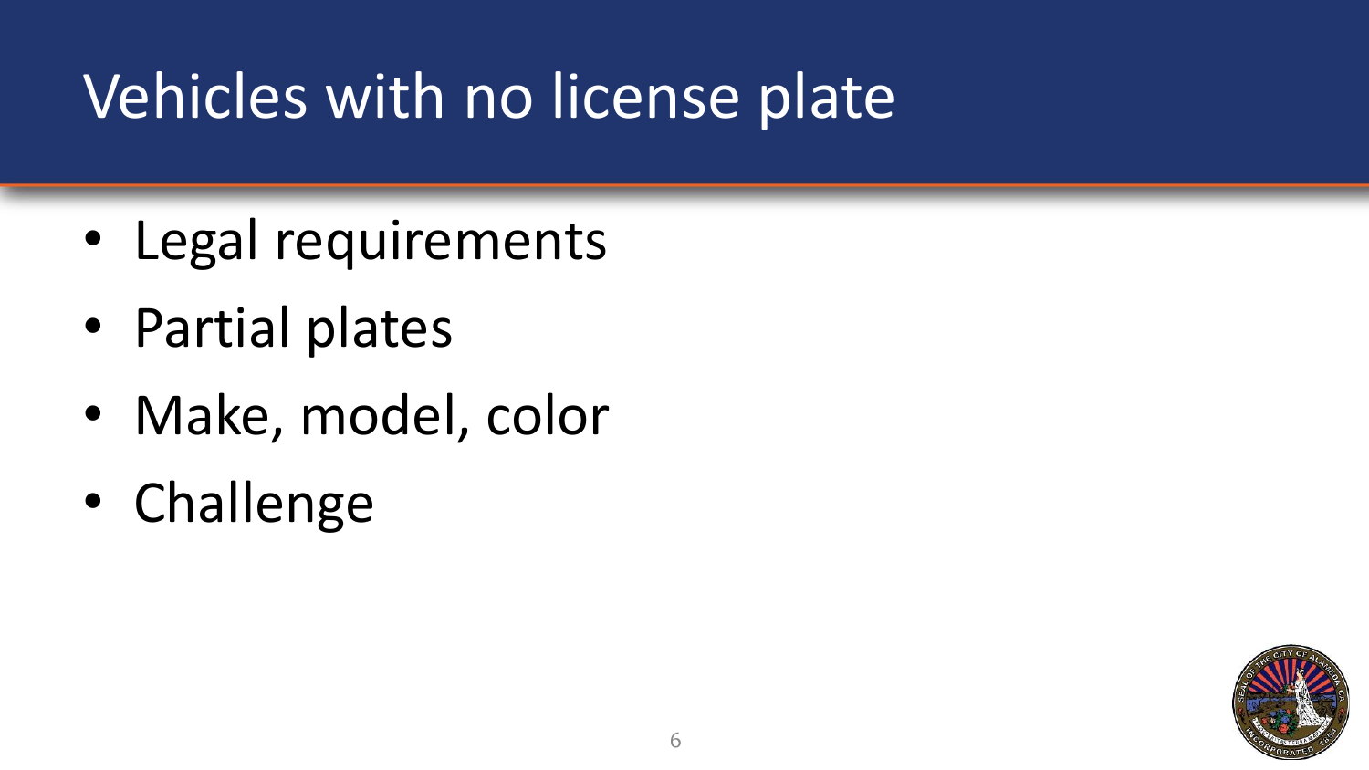# Vehicles with no license plate

- Legal requirements
- Partial plates
- Make, model, color
- Challenge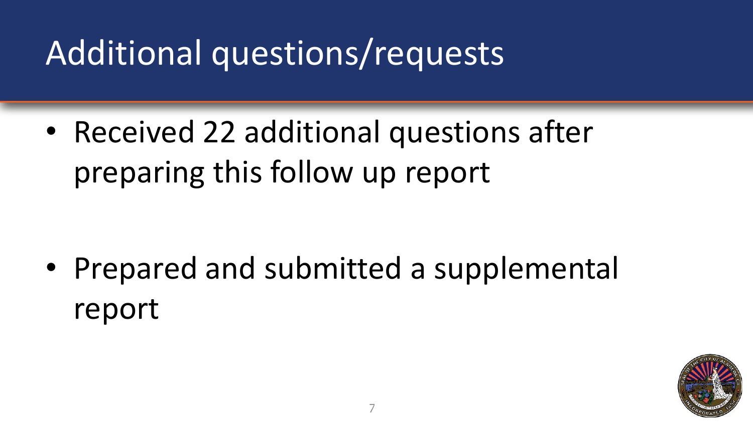# Additional questions/requests

- Received 22 additional questions after preparing this follow up report

- Prepared and submitted a supplemental report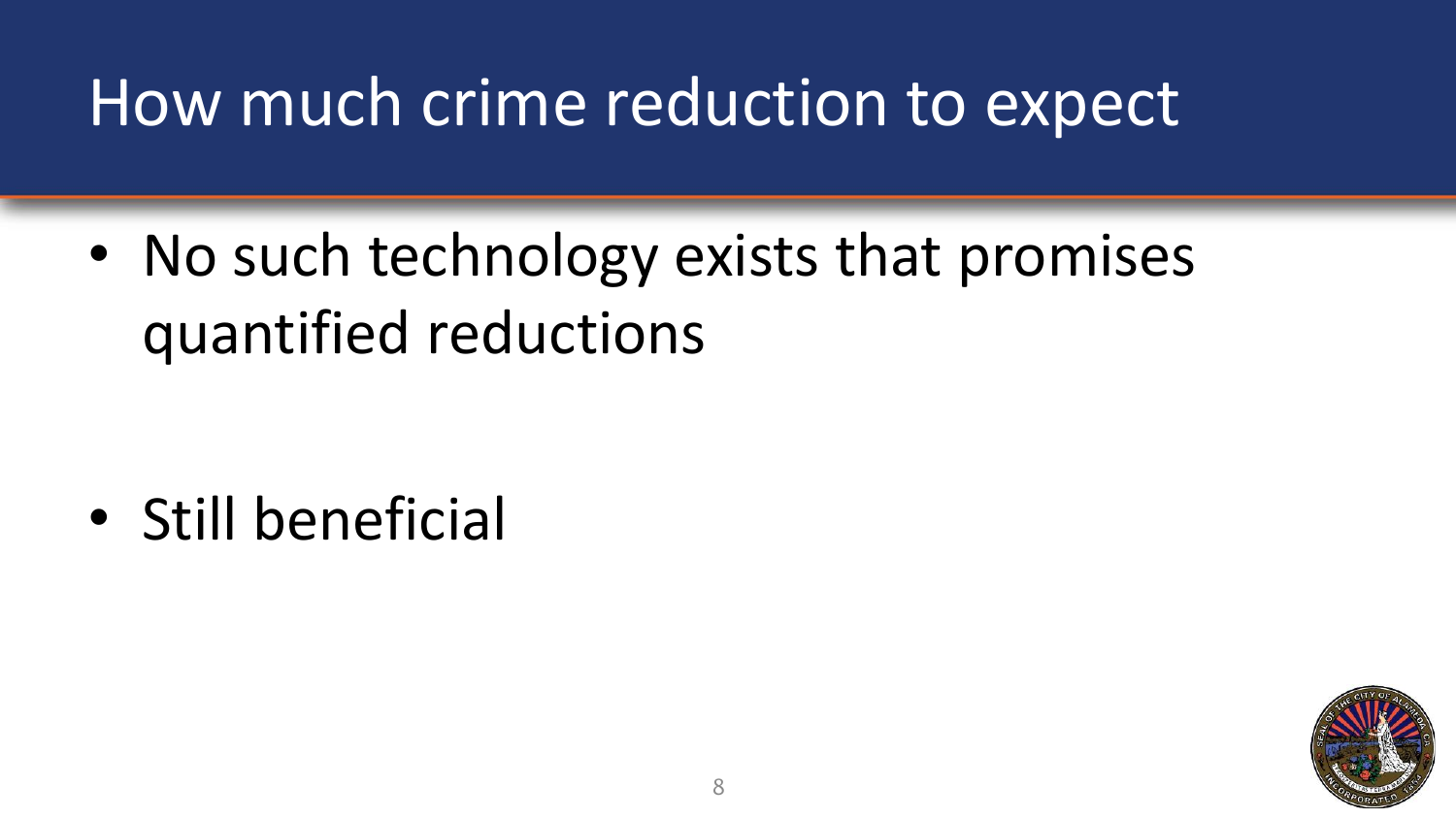# How much crime reduction to expect

- No such technology exists that promises quantified reductions

- Still beneficial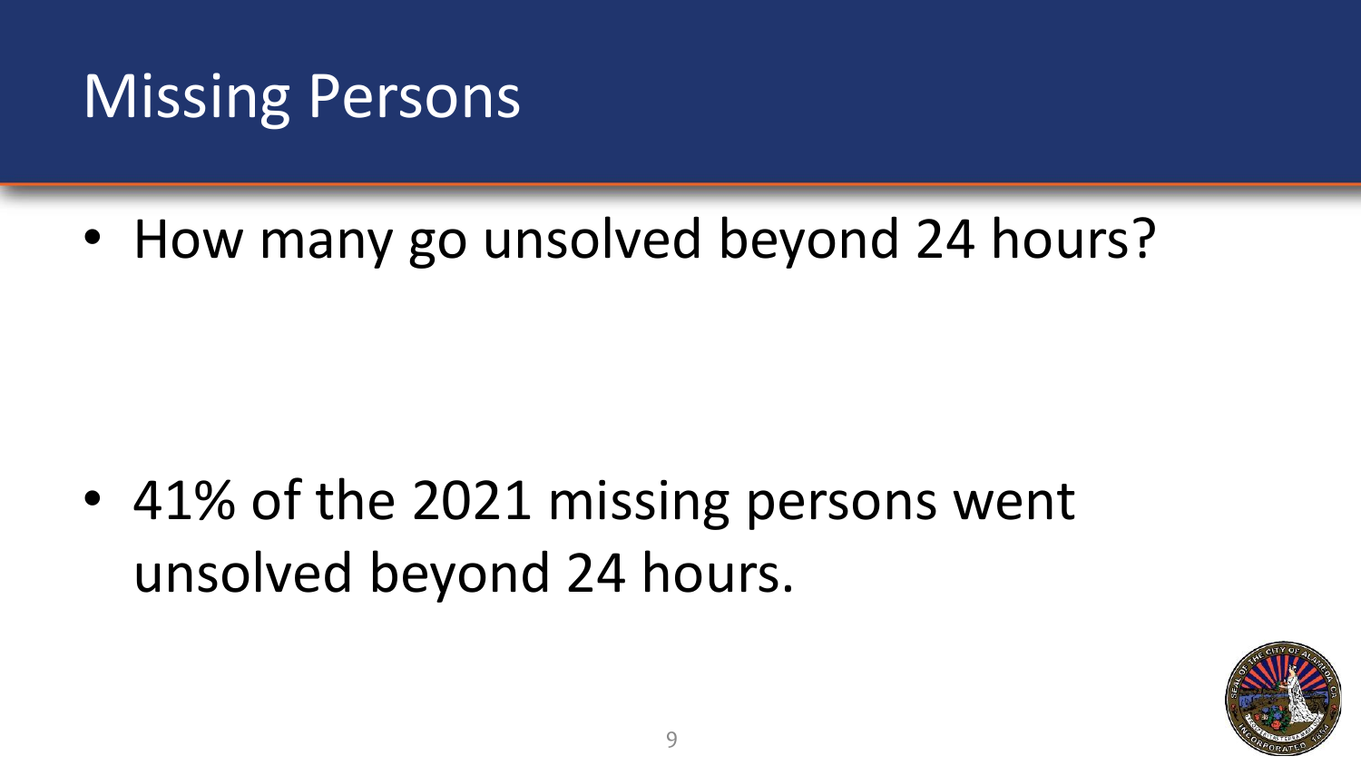# Missing Persons

- How many go unsolved beyond 24 hours?

- 41% of the 2021 missing persons went unsolved beyond 24 hours.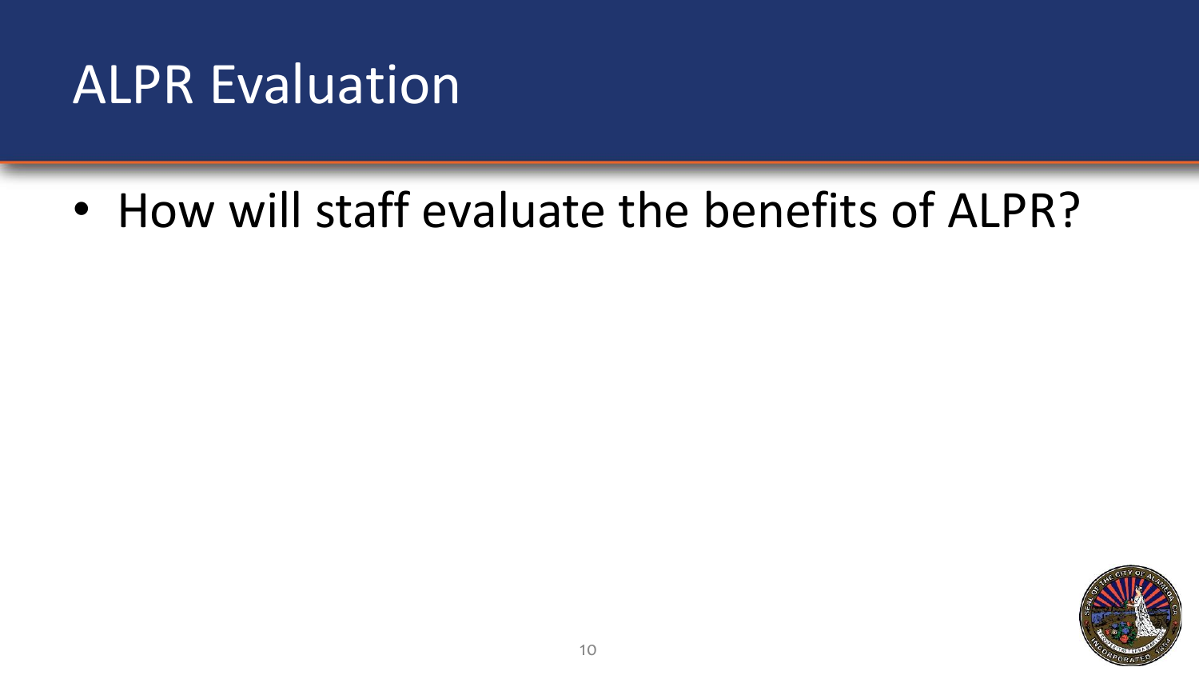# ALPR Evaluation

- How will staff evaluate the benefits of ALPR?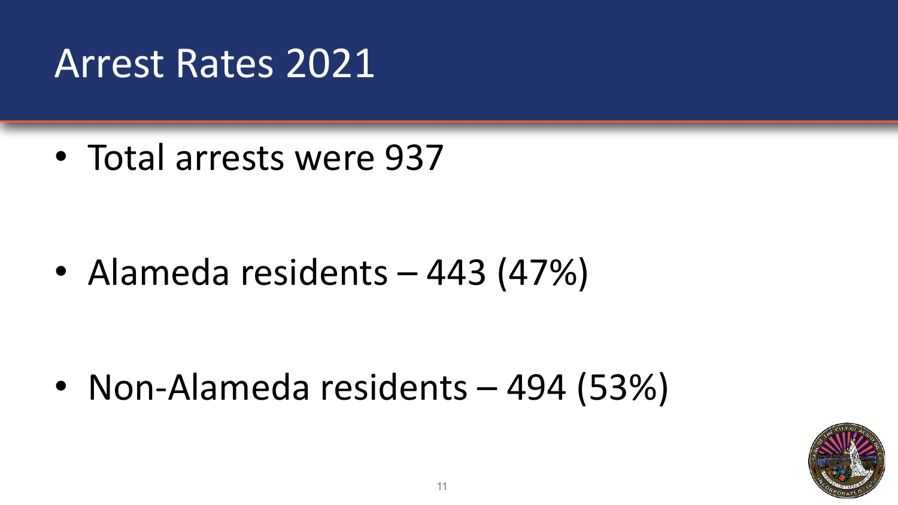# Arrest Rates 2021

- Total arrests were 937

- Alameda residents – 443 (47%)

- Non-Alameda residents – 494 (53%)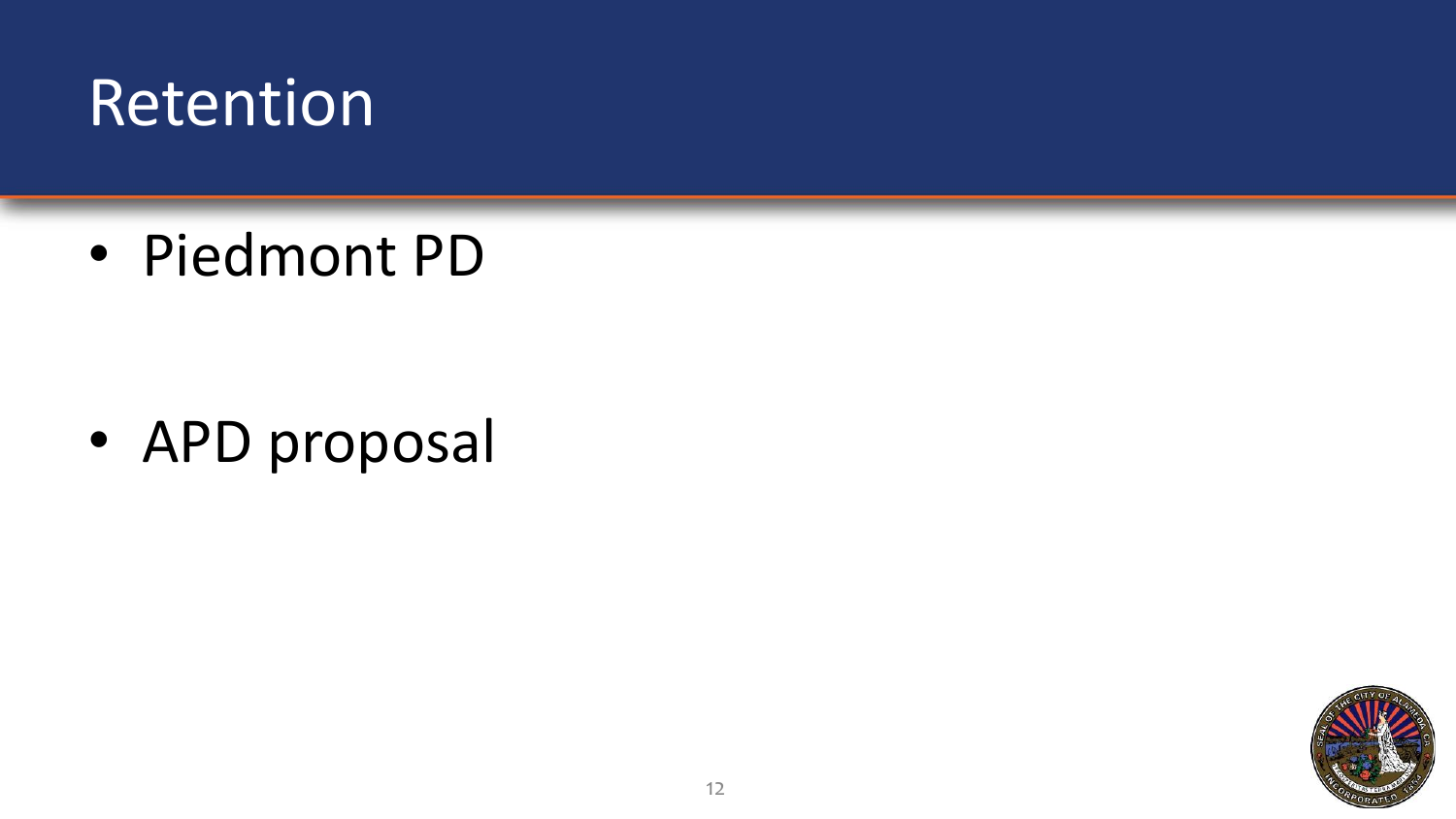# Retention

- Piedmont PD

- APD proposal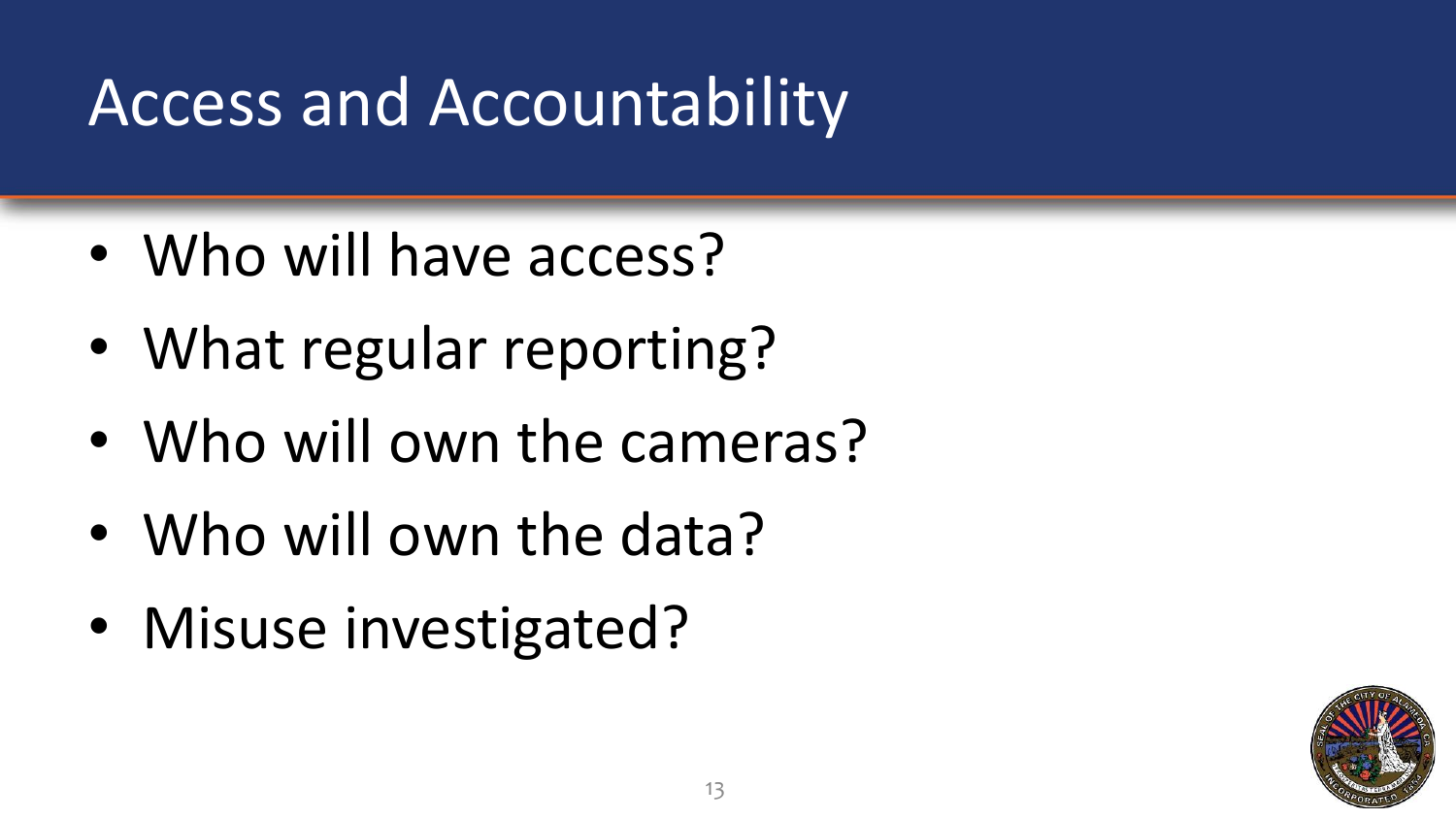# Access and Accountability

- Who will have access?
- What regular reporting?
- Who will own the cameras?
- Who will own the data?
- Misuse investigated?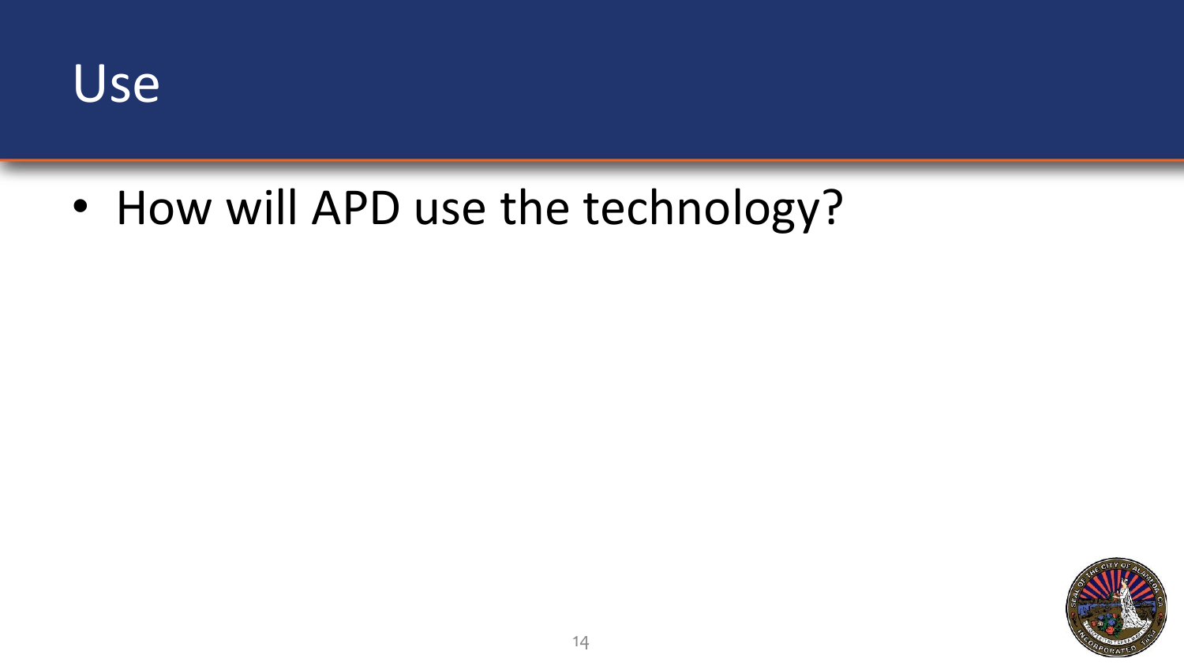# Use

- How will APD use the technology?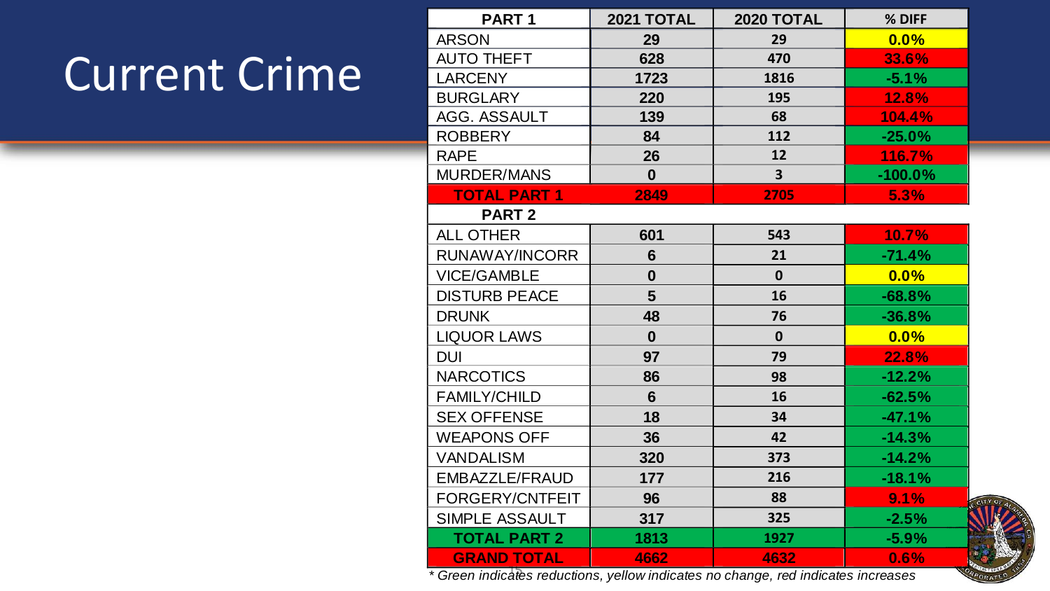# Current Crime

| PART 1 | 2021 TOTAL | 2020 TOTAL | % DIFF |
|---|---|---|---|
| ARSON | 29 | 29 | 0.0% |
| AUTO THEFT | 628 | 470 | 33.6% |
| LARCENY | 1723 | 1816 | -5.1% |
| BURGLARY | 220 | 195 | 12.8% |
| AGG. ASSAULT | 139 | 68 | 104.4% |
| ROBBERY | 84 | 112 | -25.0% |
| RAPE | 26 | 12 | 116.7% |
| MURDER/MANS | 0 | 3 | -100.0% |
| **TOTAL PART 1** | **2849** | **2705** | **5.3%** |
| **PART 2** | | | |
| ALL OTHER | 601 | 543 | 10.7% |
| RUNAWAY/INCORR | 6 | 21 | -71.4% |
| VICE/GAMBLE | 0 | 0 | 0.0% |
| DISTURB PEACE | 5 | 16 | -68.8% |
| DRUNK | 48 | 76 | -36.8% |
| LIQUOR LAWS | 0 | 0 | 0.0% |
| DUI | 97 | 79 | 22.8% |
| NARCOTICS | 86 | 98 | -12.2% |
| FAMILY/CHILD | 6 | 16 | -62.5% |
| SEX OFFENSE | 18 | 34 | -47.1% |
| WEAPONS OFF | 36 | 42 | -14.3% |
| VANDALISM | 320 | 373 | -14.2% |
| EMBAZZLE/FRAUD | 177 | 216 | -18.1% |
| FORGERY/CNTFEIT | 96 | 88 | 9.1% |
| SIMPLE ASSAULT | 317 | 325 | -2.5% |
| **TOTAL PART 2** | **1813** | **1927** | **-5.9%** |
| **GRAND TOTAL** | **4662** | **4632** | **0.6%** |

*\* Green indicates reductions, yellow indicates no change, red indicates increases*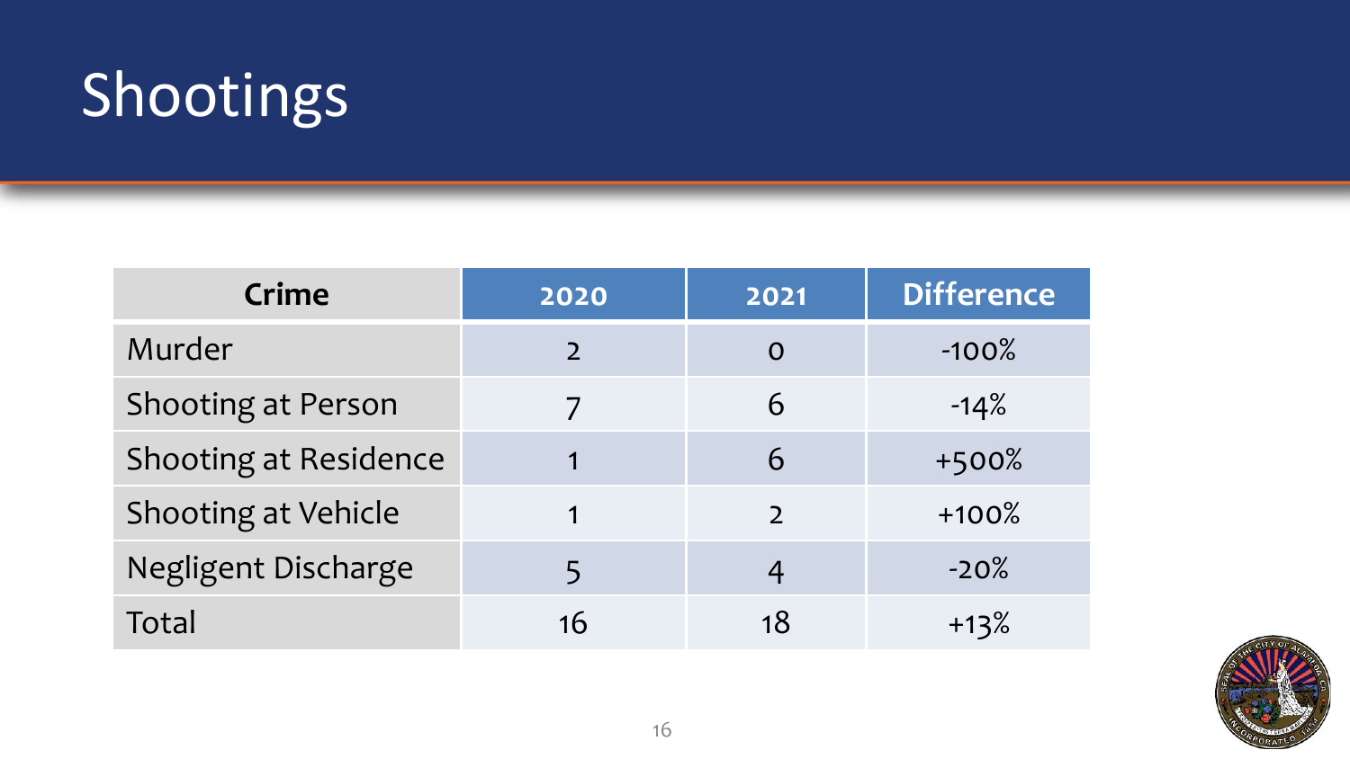# Shootings

| Crime | 2020 | 2021 | Difference |
| --- | --- | --- | --- |
| Murder | 2 | 0 | -100% |
| Shooting at Person | 7 | 6 | -14% |
| Shooting at Residence | 1 | 6 | +500% |
| Shooting at Vehicle | 1 | 2 | +100% |
| Negligent Discharge | 5 | 4 | -20% |
| Total | 16 | 18 | +13% |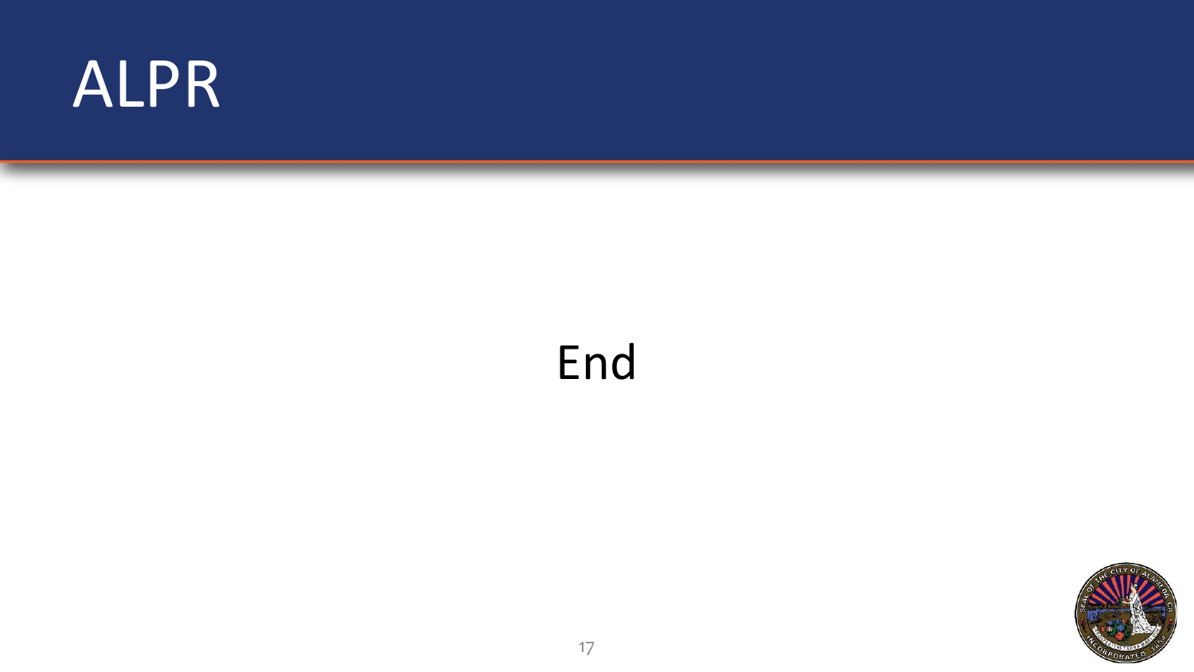# ALPR

End